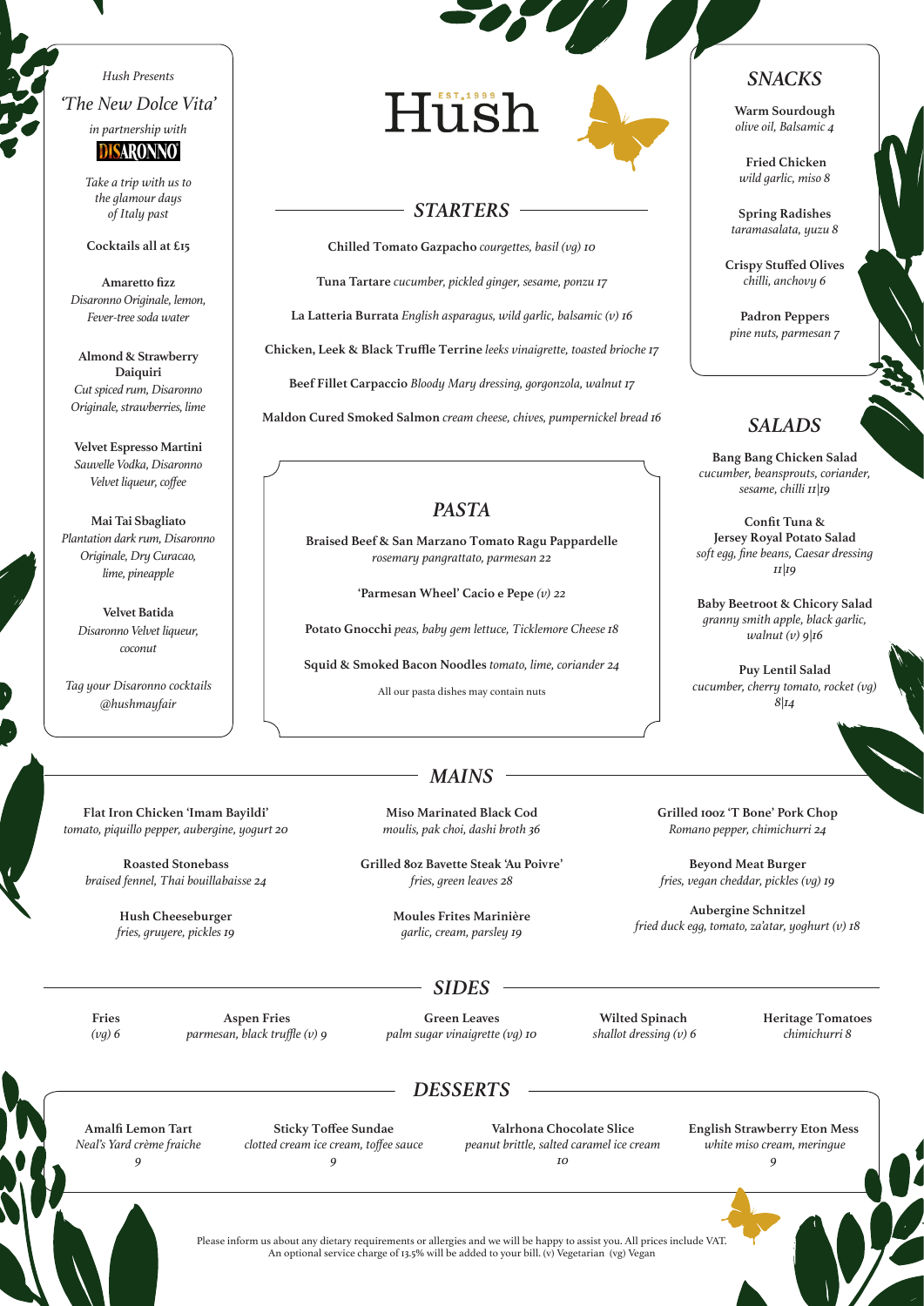# Hush

EST. 1999

## STARTERS

**Chilled Tomato Gazpacho** *courgettes, basil (vg) 10*

**Tuna Tartare** *cucumber, pickled ginger, sesame, ponzu 17*

**La Latteria Burrata** *English asparagus, wild garlic, balsamic (v) 16*

**Chicken, Leek & Black Truffle Terrine** *leeks vinaigrette, toasted brioche 17*

**Beef Fillet Carpaccio** *Bloody Mary dressing, gorgonzola, walnut 17*

**Maldon Cured Smoked Salmon** *cream cheese, chives, pumpernickel bread 16*

## PASTA

**Braised Beef & San Marzano Tomato Ragu Pappardelle**
*rosemary pangrattato, parmesan 22*

**'Parmesan Wheel' Cacio e Pepe** *(v) 22*

**Potato Gnocchi** *peas, baby gem lettuce, Ticklemore Cheese 18*

**Squid & Smoked Bacon Noodles** *tomato, lime, coriander 24*

All our pasta dishes may contain nuts

## SNACKS

**Warm Sourdough**
*olive oil, Balsamic 4*

**Fried Chicken**
*wild garlic, miso 8*

**Spring Radishes**
*taramasalata, yuzu 8*

**Crispy Stuffed Olives**
*chilli, anchovy 6*

**Padron Peppers**
*pine nuts, parmesan 7*

## SALADS

**Bang Bang Chicken Salad**
*cucumber, beansprouts, coriander, sesame, chilli 11|19*

**Confit Tuna & Jersey Royal Potato Salad**
*soft egg, fine beans, Caesar dressing 11|19*

**Baby Beetroot & Chicory Salad**
*granny smith apple, black garlic, walnut (v) 9|16*

**Puy Lentil Salad**
*cucumber, cherry tomato, rocket (vg) 8|14*

*Hush Presents*

*'The New Dolce Vita'*

*in partnership with*

**DISARONNO**

*Take a trip with us to the glamour days of Italy past*

**Cocktails all at £15**

**Amaretto fizz**
*Disaronno Originale, lemon, Fever-tree soda water*

**Almond & Strawberry Daiquiri**
*Cut spiced rum, Disaronno Originale, strawberries, lime*

**Velvet Espresso Martini**
*Sauvelle Vodka, Disaronno Velvet liqueur, coffee*

**Mai Tai Sbagliato**
*Plantation dark rum, Disaronno Originale, Dry Curacao, lime, pineapple*

**Velvet Batida**
*Disaronno Velvet liqueur, coconut*

*Tag your Disaronno cocktails @hushmayfair*

## MAINS

**Flat Iron Chicken 'Imam Bayildi'**
*tomato, piquillo pepper, aubergine, yogurt 20*

**Roasted Stonebass**
*braised fennel, Thai bouillabaisse 24*

**Hush Cheeseburger**
*fries, gruyere, pickles 19*

**Miso Marinated Black Cod**
*moulis, pak choi, dashi broth 36*

**Grilled 8oz Bavette Steak 'Au Poivre'**
*fries, green leaves 28*

**Moules Frites Marinière**
*garlic, cream, parsley 19*

**Grilled 10oz 'T Bone' Pork Chop**
*Romano pepper, chimichurri 24*

**Beyond Meat Burger**
*fries, vegan cheddar, pickles (vg) 19*

**Aubergine Schnitzel**
*fried duck egg, tomato, za'atar, yoghurt (v) 18*

## SIDES

**Fries**
*(vg) 6*

**Aspen Fries**
*parmesan, black truffle (v) 9*

**Green Leaves**
*palm sugar vinaigrette (vg) 10*

**Wilted Spinach**
*shallot dressing (v) 6*

**Heritage Tomatoes**
*chimichurri 8*

## DESSERTS

**Amalfi Lemon Tart**
*Neal's Yard crème fraiche*
*9*

**Sticky Toffee Sundae**
*clotted cream ice cream, toffee sauce*
*9*

**Valrhona Chocolate Slice**
*peanut brittle, salted caramel ice cream*
*10*

**English Strawberry Eton Mess**
*white miso cream, meringue*
*9*

Please inform us about any dietary requirements or allergies and we will be happy to assist you. All prices include VAT. An optional service charge of 13.5% will be added to your bill. (v) Vegetarian (vg) Vegan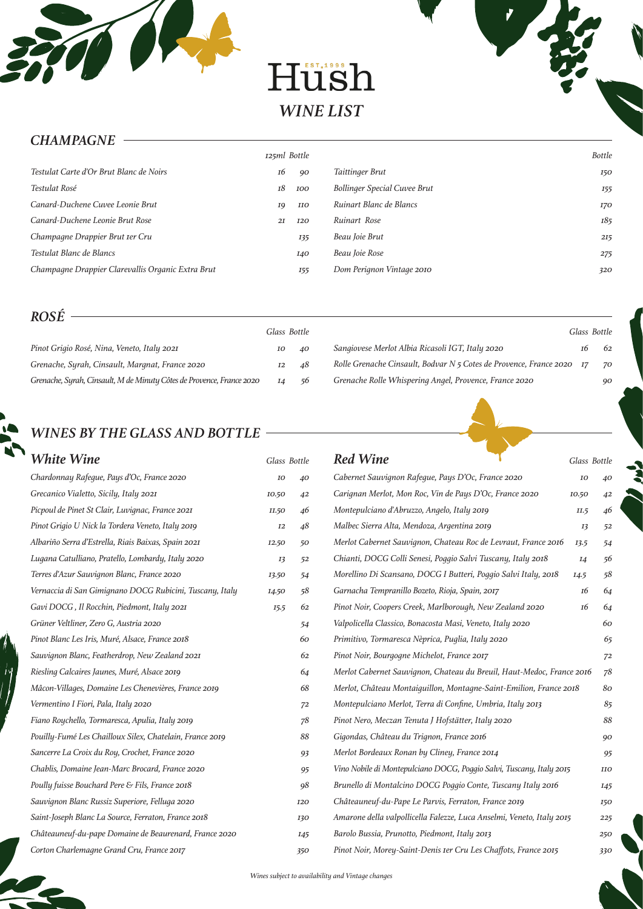# Hush

EST. 1999

## *WINE LIST*

## *CHAMPAGNE*

| | 125ml | Bottle |
|---|---|---|
| *Testulat Carte d'Or Brut Blanc de Noirs* | 16 | 90 |
| *Testulat Rosé* | 18 | 100 |
| *Canard-Duchene Cuvee Leonie Brut* | 19 | 110 |
| *Canard-Duchene Leonie Brut Rose* | 21 | 120 |
| *Champagne Drappier Brut 1er Cru* | | 135 |
| *Testulat Blanc de Blancs* | | 140 |
| *Champagne Drappier Clarevallis Organic Extra Brut* | | 155 |

| | Bottle |
|---|---|
| *Taittinger Brut* | 150 |
| *Bollinger Special Cuvee Brut* | 155 |
| *Ruinart Blanc de Blancs* | 170 |
| *Ruinart Rose* | 185 |
| *Beau Joie Brut* | 215 |
| *Beau Joie Rose* | 275 |
| *Dom Perignon Vintage 2010* | 320 |

## *ROSÉ*

| | Glass | Bottle |
|---|---|---|
| *Pinot Grigio Rosé, Nina, Veneto, Italy 2021* | 10 | 40 |
| *Grenache, Syrah, Cinsault, Margnat, France 2020* | 12 | 48 |
| *Grenache, Syrah, Cinsault, M de Minuty Côtes de Provence, France 2020* | 14 | 56 |
| *Sangiovese Merlot Albia Ricasoli IGT, Italy 2020* | 16 | 62 |
| *Rolle Grenache Cinsault, Bodvar N 5 Cotes de Provence, France 2020* | 17 | 70 |
| *Grenache Rolle Whispering Angel, Provence, France 2020* | | 90 |

## *WINES BY THE GLASS AND BOTTLE*

### *White Wine*

| | Glass | Bottle |
|---|---|---|
| *Chardonnay Rafegue, Pays d'Oc, France 2020* | 10 | 40 |
| *Grecanico Vialetto, Sicily, Italy 2021* | 10.50 | 42 |
| *Picpoul de Pinet St Clair, Luvignac, France 2021* | 11.50 | 46 |
| *Pinot Grigio U Nick la Tordera Veneto, Italy 2019* | 12 | 48 |
| *Albariño Serra d'Estrella, Riais Baixas, Spain 2021* | 12.50 | 50 |
| *Lugana Catulliano, Pratello, Lombardy, Italy 2020* | 13 | 52 |
| *Terres d'Azur Sauvignon Blanc, France 2020* | 13.50 | 54 |
| *Vernaccia di San Gimignano DOCG Rubicini, Tuscany, Italy* | 14.50 | 58 |
| *Gavi DOCG , Il Rocchin, Piedmont, Italy 2021* | 15.5 | 62 |
| *Grüner Veltliner, Zero G, Austria 2020* | | 54 |
| *Pinot Blanc Les Iris, Muré, Alsace, France 2018* | | 60 |
| *Sauvignon Blanc, Featherdrop, New Zealand 2021* | | 62 |
| *Riesling Calcaires Jaunes, Muré, Alsace 2019* | | 64 |
| *Mâcon-Villages, Domaine Les Chenevières, France 2019* | | 68 |
| *Vermentino I Fiori, Pala, Italy 2020* | | 72 |
| *Fiano Roychello, Tormaresca, Apulia, Italy 2019* | | 78 |
| *Pouilly-Fumé Les Chailloux Silex, Chatelain, France 2019* | | 88 |
| *Sancerre La Croix du Roy, Crochet, France 2020* | | 93 |
| *Chablis, Domaine Jean-Marc Brocard, France 2020* | | 95 |
| *Poully fuisse Bouchard Pere & Fils, France 2018* | | 98 |
| *Sauvignon Blanc Russiz Superiore, Felluga 2020* | | 120 |
| *Saint-Joseph Blanc La Source, Ferraton, France 2018* | | 130 |
| *Châteauneuf-du-pape Domaine de Beaurenard, France 2020* | | 145 |
| *Corton Charlemagne Grand Cru, France 2017* | | 350 |

### *Red Wine*

| | Glass | Bottle |
|---|---|---|
| *Cabernet Sauvignon Rafegue, Pays D'Oc, France 2020* | 10 | 40 |
| *Carignan Merlot, Mon Roc, Vin de Pays D'Oc, France 2020* | 10.50 | 42 |
| *Montepulciano d'Abruzzo, Angelo, Italy 2019* | 11.5 | 46 |
| *Malbec Sierra Alta, Mendoza, Argentina 2019* | 13 | 52 |
| *Merlot Cabernet Sauvignon, Chateau Roc de Levraut, France 2016* | 13.5 | 54 |
| *Chianti, DOCG Colli Senesi, Poggio Salvi Tuscany, Italy 2018* | 14 | 56 |
| *Morellino Di Scansano, DOCG I Butteri, Poggio Salvi Italy, 2018* | 14.5 | 58 |
| *Garnacha Tempranillo Bozeto, Rioja, Spain, 2017* | 16 | 64 |
| *Pinot Noir, Coopers Creek, Marlborough, New Zealand 2020* | 16 | 64 |
| *Valpolicella Classico, Bonacosta Masi, Veneto, Italy 2020* | | 60 |
| *Primitivo, Tormaresca Nèprica, Puglia, Italy 2020* | | 65 |
| *Pinot Noir, Bourgogne Michelot, France 2017* | | 72 |
| *Merlot Cabernet Sauvignon, Chateau du Breuil, Haut-Medoc, France 2016* | | 78 |
| *Merlot, Château Montaiguillon, Montagne-Saint-Emilion, France 2018* | | 80 |
| *Montepulciano Merlot, Terra di Confine, Umbria, Italy 2013* | | 85 |
| *Pinot Nero, Meczan Tenuta J Hofstätter, Italy 2020* | | 88 |
| *Gigondas, Château du Trignon, France 2016* | | 90 |
| *Merlot Bordeaux Ronan by Cliney, France 2014* | | 95 |
| *Vino Nobile di Montepulciano DOCG, Poggio Salvi, Tuscany, Italy 2015* | | 110 |
| *Brunello di Montalcino DOCG Poggio Conte, Tuscany Italy 2016* | | 145 |
| *Châteauneuf-du-Pape Le Parvis, Ferraton, France 2019* | | 150 |
| *Amarone della valpollicella Falezze, Luca Anselmi, Veneto, Italy 2015* | | 225 |
| *Barolo Bussia, Prunotto, Piedmont, Italy 2013* | | 250 |
| *Pinot Noir, Morey-Saint-Denis 1er Cru Les Chaffots, France 2015* | | 330 |

*Wines subject to availability and Vintage changes*